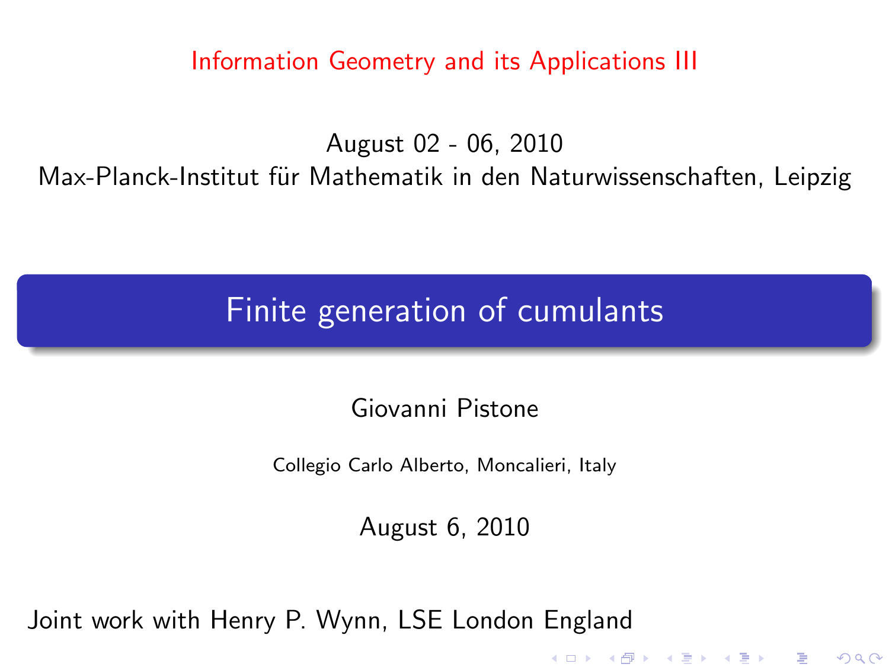Information Geometry and its Applications III

August 02 - 06, 2010
Max-Planck-Institut für Mathematik in den Naturwissenschaften, Leipzig

# Finite generation of cumulants

Giovanni Pistone

Collegio Carlo Alberto, Moncalieri, Italy

August 6, 2010

Joint work with Henry P. Wynn, LSE London England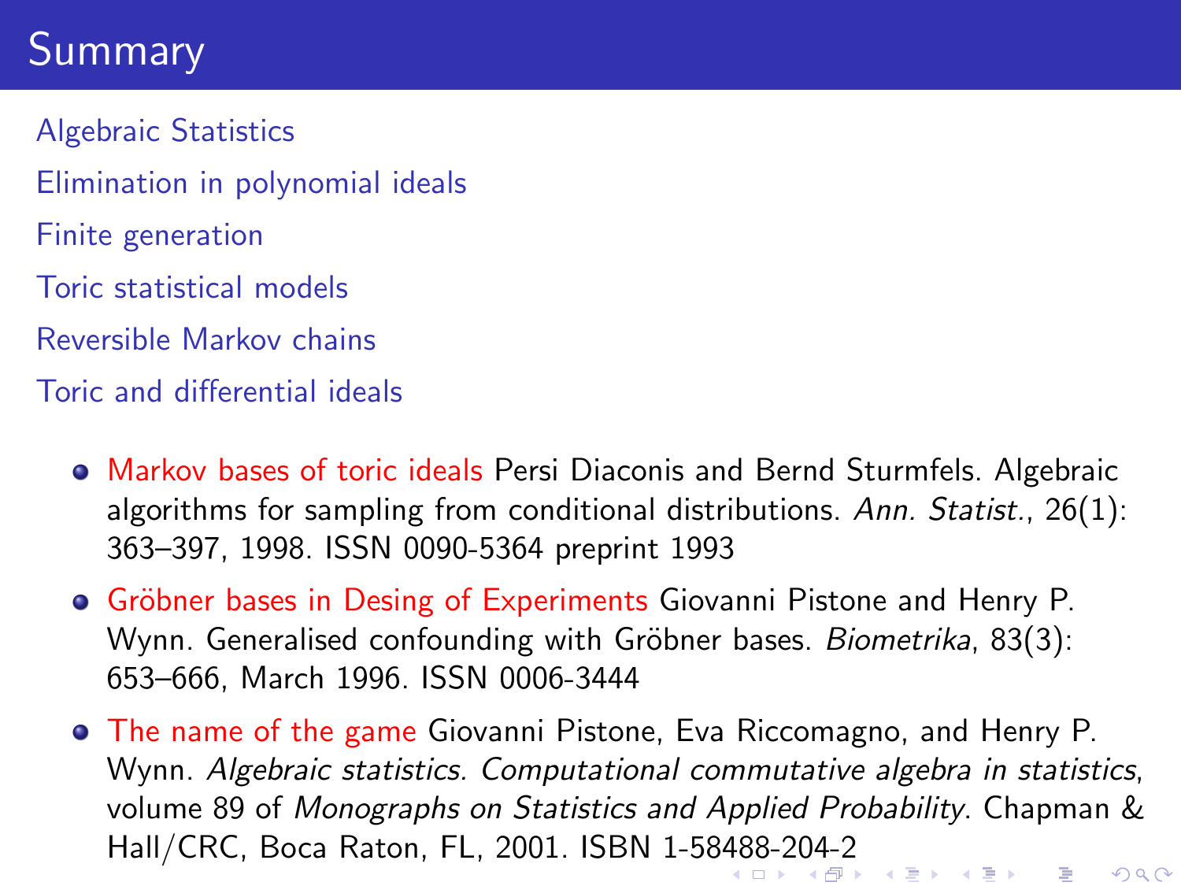# Summary

- Algebraic Statistics
- Elimination in polynomial ideals
- Finite generation
- Toric statistical models
- Reversible Markov chains
- Toric and differential ideals

- Markov bases of toric ideals Persi Diaconis and Bernd Sturmfels. Algebraic algorithms for sampling from conditional distributions. *Ann. Statist.*, 26(1): 363–397, 1998. ISSN 0090-5364 preprint 1993
- Gröbner bases in Desing of Experiments Giovanni Pistone and Henry P. Wynn. Generalised confounding with Gröbner bases. *Biometrika*, 83(3): 653–666, March 1996. ISSN 0006-3444
- The name of the game Giovanni Pistone, Eva Riccomagno, and Henry P. Wynn. *Algebraic statistics. Computational commutative algebra in statistics*, volume 89 of *Monographs on Statistics and Applied Probability*. Chapman & Hall/CRC, Boca Raton, FL, 2001. ISBN 1-58488-204-2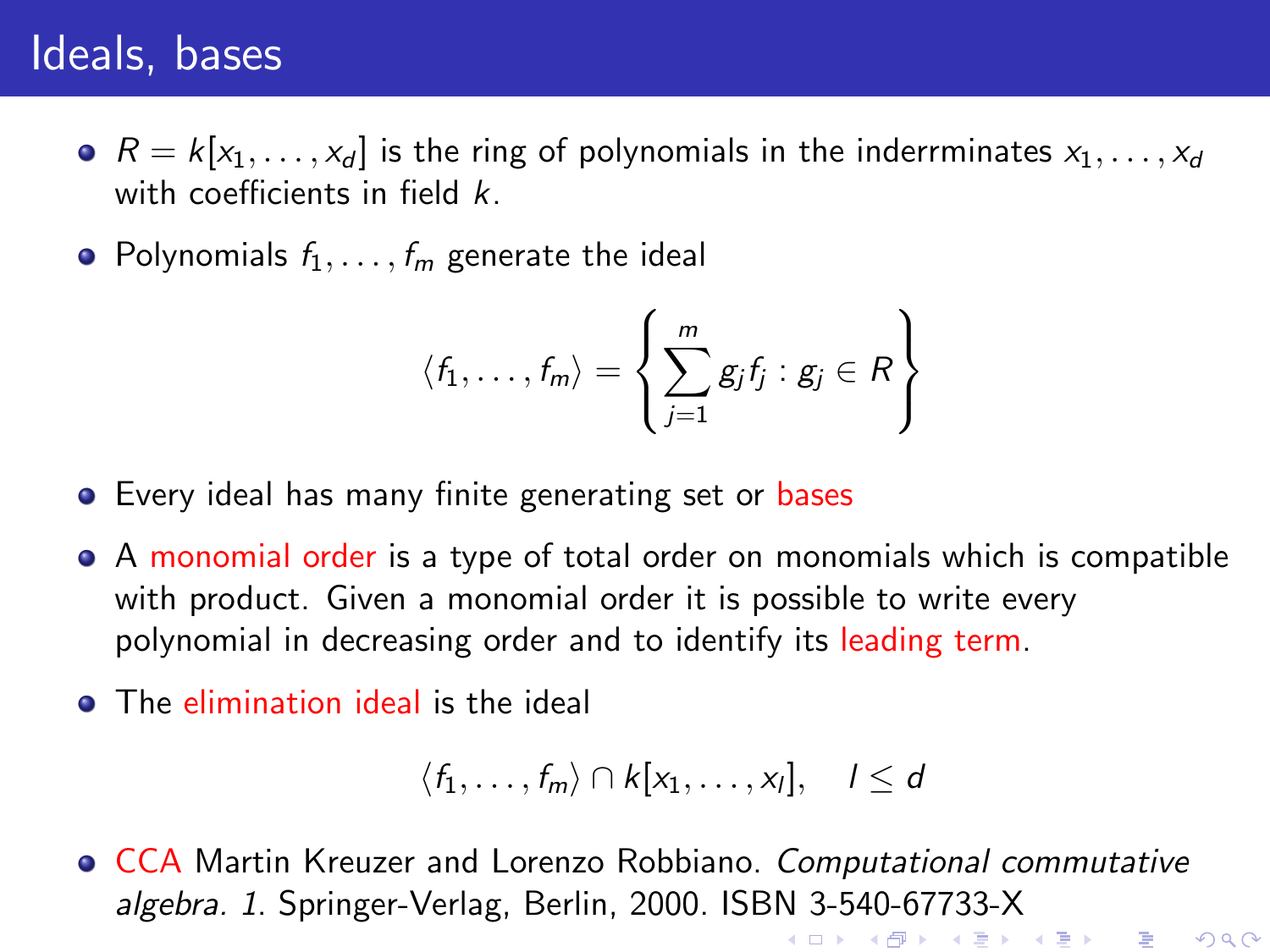# Ideals, bases

- $R = k[x_1, \ldots, x_d]$ is the ring of polynomials in the inderrminates $x_1, \ldots, x_d$ with coefficients in field $k$.
- Polynomials $f_1, \ldots, f_m$ generate the ideal

$$\langle f_1, \ldots, f_m \rangle = \left\{ \sum_{j=1}^{m} g_j f_j : g_j \in R \right\}$$

- Every ideal has many finite generating set or bases
- A monomial order is a type of total order on monomials which is compatible with product. Given a monomial order it is possible to write every polynomial in decreasing order and to identify its leading term.
- The elimination ideal is the ideal

$$\langle f_1, \ldots, f_m \rangle \cap k[x_1, \ldots, x_l], \quad l \leq d$$

- CCA Martin Kreuzer and Lorenzo Robbiano. *Computational commutative algebra. 1*. Springer-Verlag, Berlin, 2000. ISBN 3-540-67733-X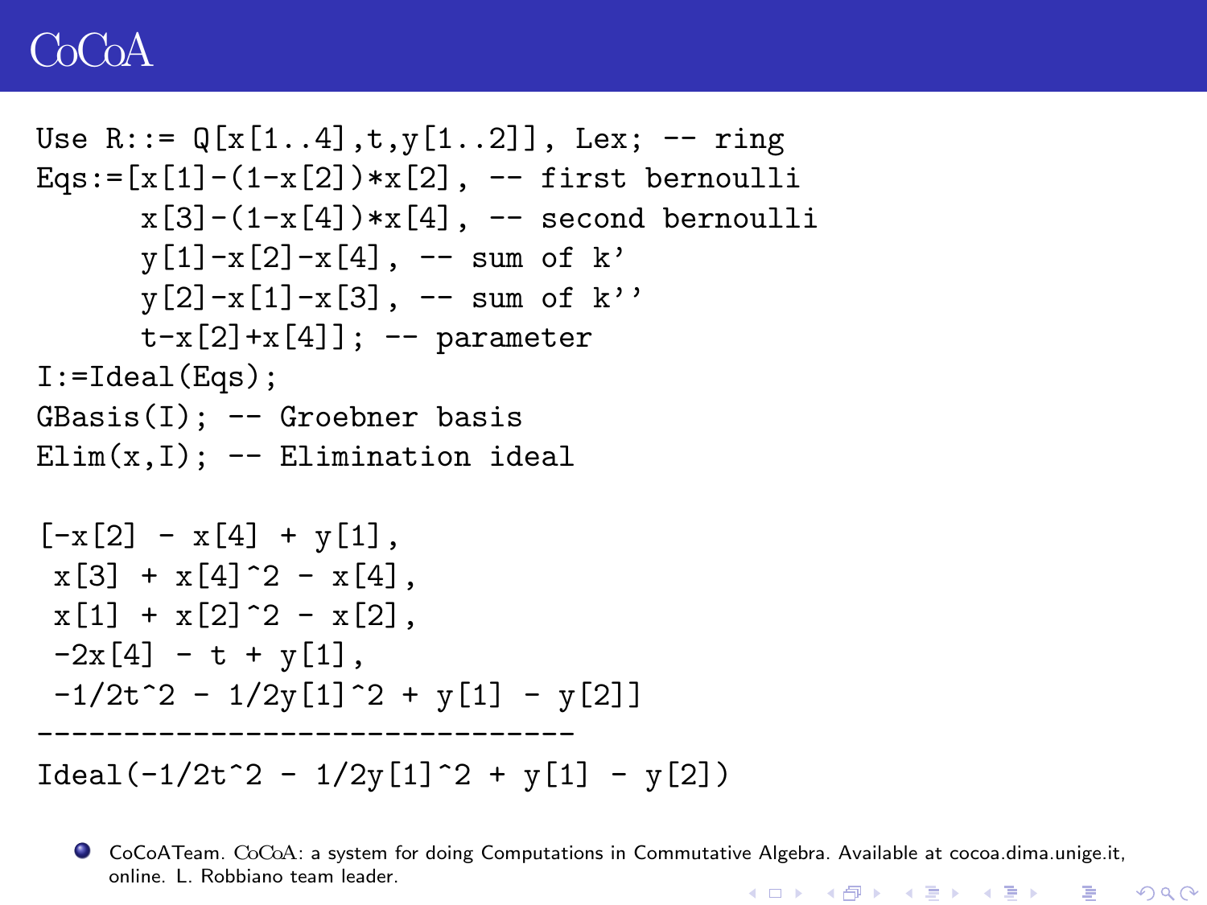# CoCoA

```
Use R::= Q[x[1..4],t,y[1..2]], Lex; -- ring
Eqs:=[x[1]-(1-x[2])*x[2], -- first bernoulli
      x[3]-(1-x[4])*x[4], -- second bernoulli
      y[1]-x[2]-x[4], -- sum of k'
      y[2]-x[1]-x[3], -- sum of k''
      t-x[2]+x[4]]; -- parameter
I:=Ideal(Eqs);
GBasis(I); -- Groebner basis
Elim(x,I); -- Elimination ideal

[-x[2] - x[4] + y[1],
 x[3] + x[4]^2 - x[4],
 x[1] + x[2]^2 - x[2],
 -2x[4] - t + y[1],
 -1/2t^2 - 1/2y[1]^2 + y[1] - y[2]]
-------------------------------
Ideal(-1/2t^2 - 1/2y[1]^2 + y[1] - y[2])
```

- CoCoATeam. CoCoA: a system for doing Computations in Commutative Algebra. Available at cocoa.dima.unige.it, online. L. Robbiano team leader.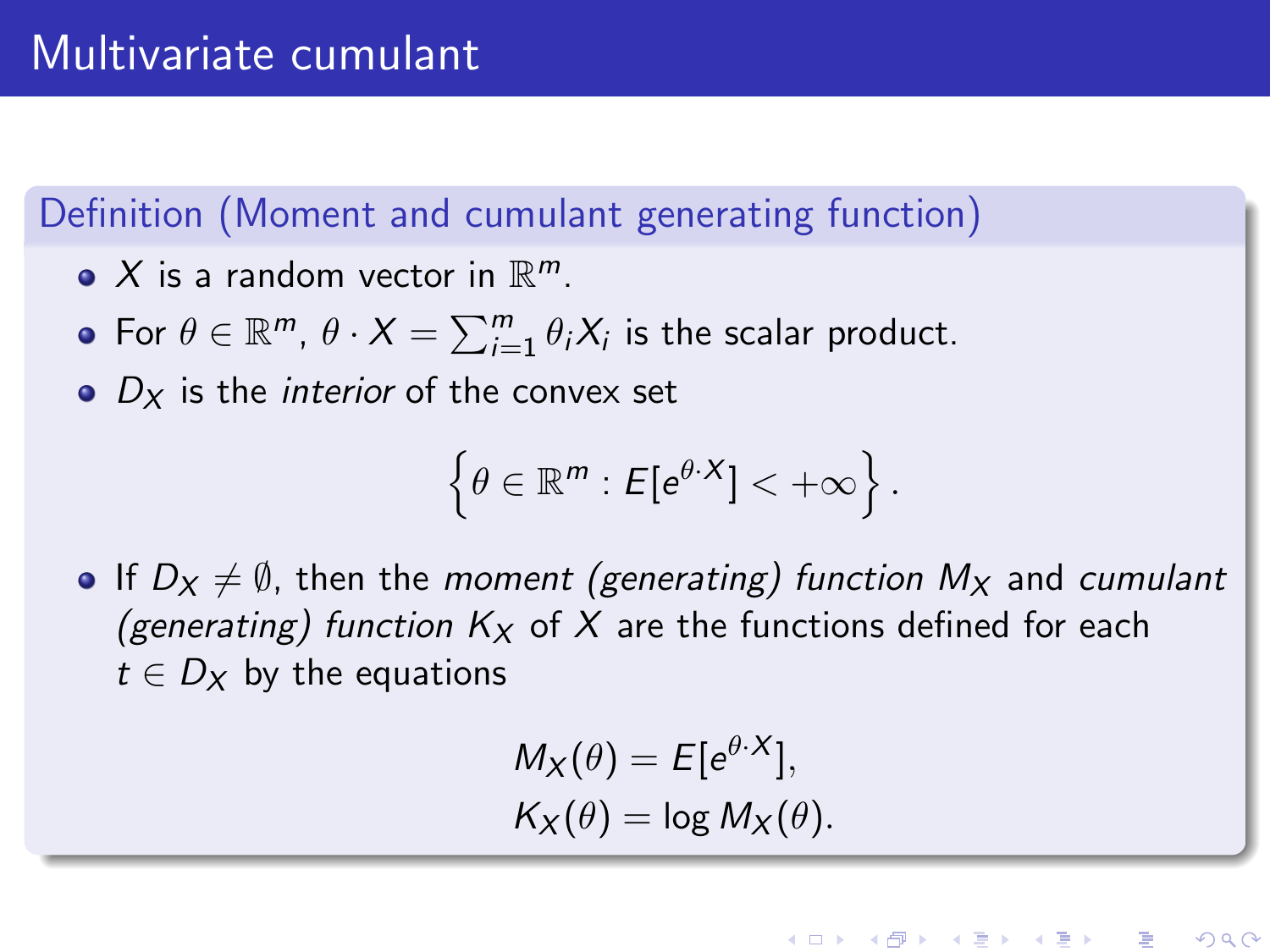# Multivariate cumulant

**Definition (Moment and cumulant generating function)**

- $X$ is a random vector in $\mathbb{R}^m$.
- For $\theta \in \mathbb{R}^m$, $\theta \cdot X = \sum_{i=1}^m \theta_i X_i$ is the scalar product.
- $D_X$ is the *interior* of the convex set

$$\left\{ \theta \in \mathbb{R}^m : E[e^{\theta \cdot X}] < +\infty \right\}.$$

- If $D_X \neq \emptyset$, then the *moment (generating) function* $M_X$ and *cumulant (generating) function* $K_X$ of $X$ are the functions defined for each $t \in D_X$ by the equations

$$M_X(\theta) = E[e^{\theta \cdot X}],$$
$$K_X(\theta) = \log M_X(\theta).$$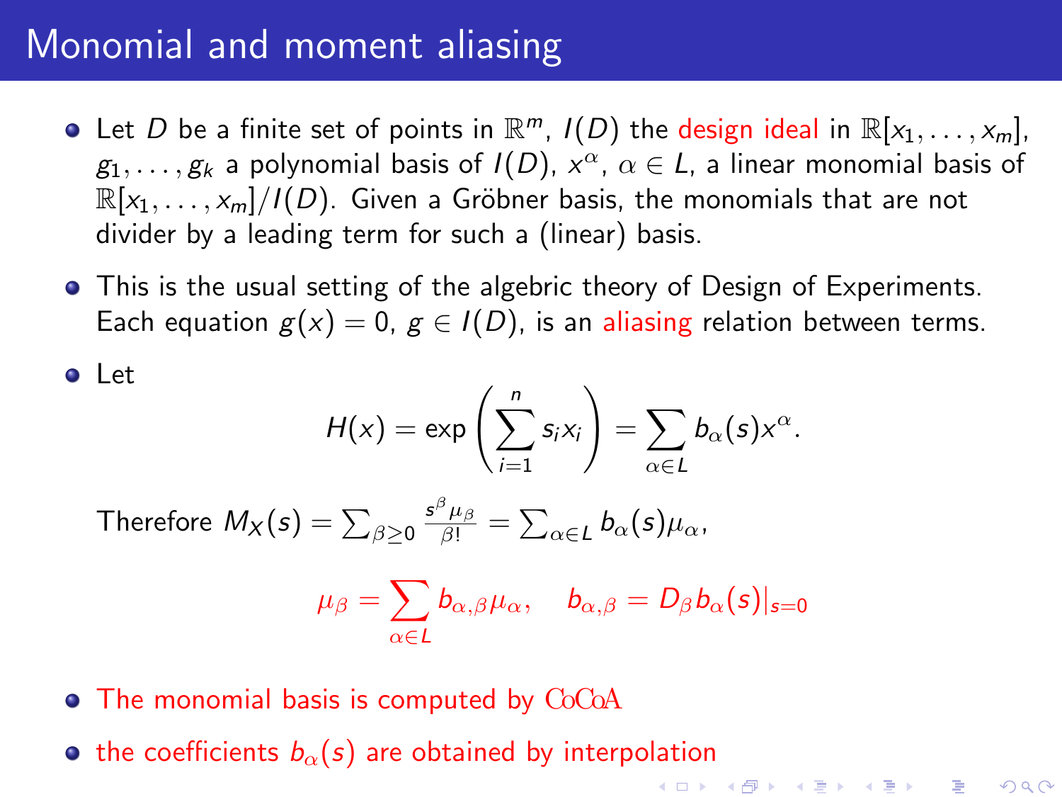# Monomial and moment aliasing

- Let $D$ be a finite set of points in $\mathbb{R}^m$, $I(D)$ the design ideal in $\mathbb{R}[x_1, \ldots, x_m]$, $g_1, \ldots, g_k$ a polynomial basis of $I(D)$, $x^\alpha$, $\alpha \in L$, a linear monomial basis of $\mathbb{R}[x_1, \ldots, x_m]/I(D)$. Given a Gröbner basis, the monomials that are not divider by a leading term for such a (linear) basis.
- This is the usual setting of the algebric theory of Design of Experiments. Each equation $g(x) = 0$, $g \in I(D)$, is an aliasing relation between terms.
- Let

$$H(x) = \exp\left(\sum_{i=1}^{n} s_i x_i\right) = \sum_{\alpha \in L} b_\alpha(s) x^\alpha.$$

  Therefore $M_X(s) = \sum_{\beta \geq 0} \frac{s^\beta \mu_\beta}{\beta!} = \sum_{\alpha \in L} b_\alpha(s) \mu_\alpha$,

$$\mu_\beta = \sum_{\alpha \in L} b_{\alpha,\beta} \mu_\alpha, \quad b_{\alpha,\beta} = D_\beta b_\alpha(s)|_{s=0}$$

- The monomial basis is computed by CoCoA
- the coefficients $b_\alpha(s)$ are obtained by interpolation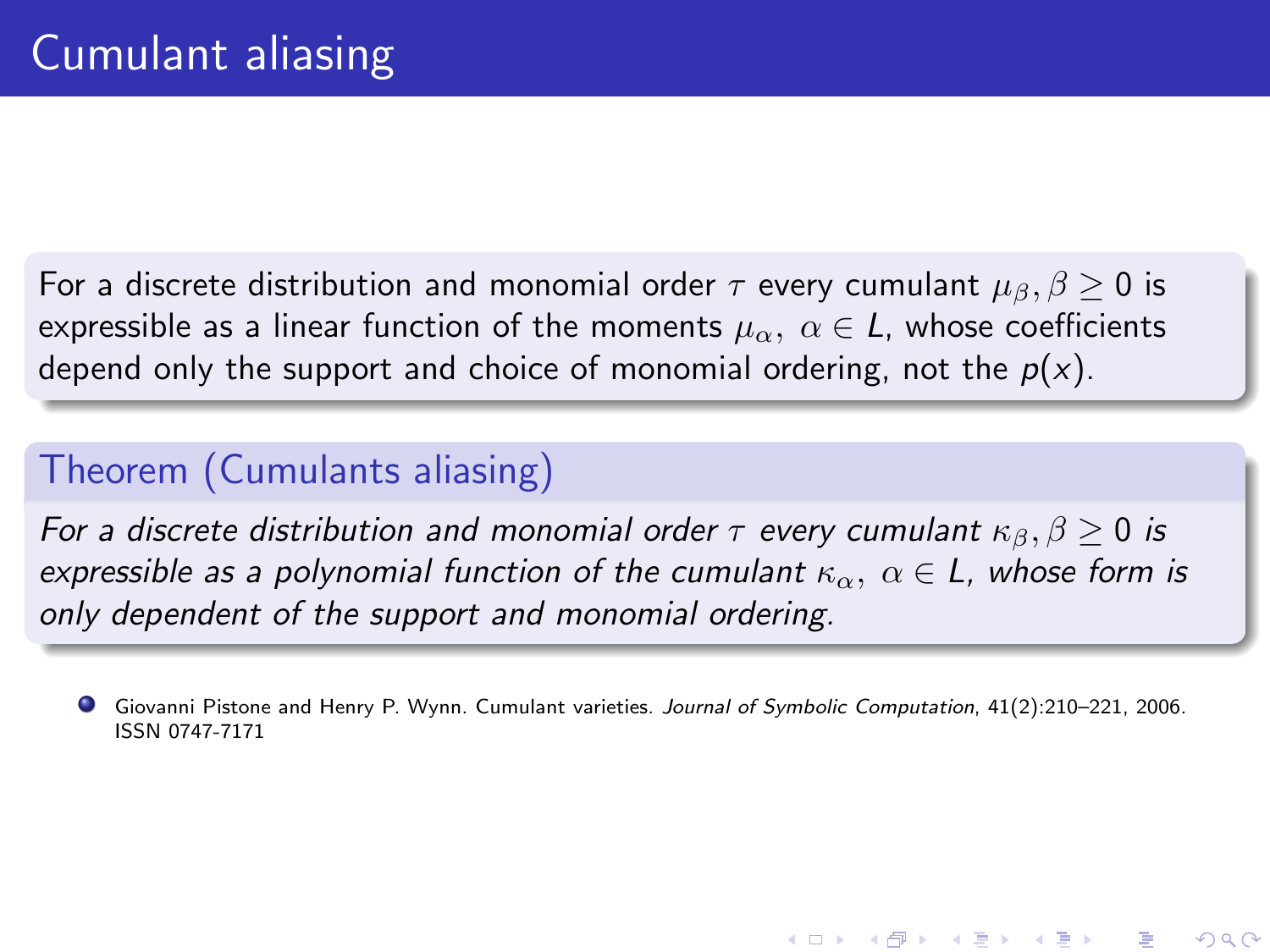# Cumulant aliasing

For a discrete distribution and monomial order $\tau$ every cumulant $\mu_\beta, \beta \geq 0$ is expressible as a linear function of the moments $\mu_\alpha,\ \alpha \in L$, whose coefficients depend only the support and choice of monomial ordering, not the $p(x)$.

## Theorem (Cumulants aliasing)

*For a discrete distribution and monomial order $\tau$ every cumulant $\kappa_\beta, \beta \geq 0$ is expressible as a polynomial function of the cumulant $\kappa_\alpha,\ \alpha \in L$, whose form is only dependent of the support and monomial ordering.*

- Giovanni Pistone and Henry P. Wynn. Cumulant varieties. *Journal of Symbolic Computation*, 41(2):210–221, 2006. ISSN 0747-7171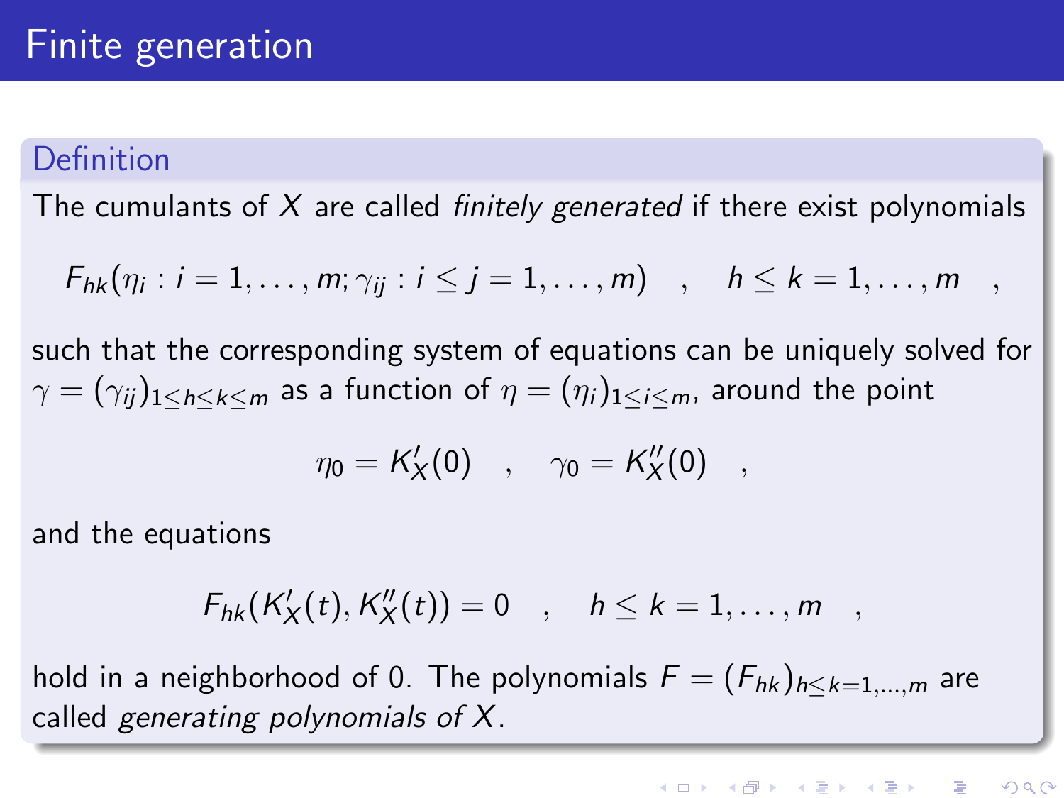# Finite generation

**Definition**

The cumulants of $X$ are called *finitely generated* if there exist polynomials

$$F_{hk}(\eta_i : i = 1, \ldots, m; \gamma_{ij} : i \leq j = 1, \ldots, m) \quad , \quad h \leq k = 1, \ldots, m \quad ,$$

such that the corresponding system of equations can be uniquely solved for $\gamma = (\gamma_{ij})_{1 \leq h \leq k \leq m}$ as a function of $\eta = (\eta_i)_{1 \leq i \leq m}$, around the point

$$\eta_0 = K_X'(0) \quad , \quad \gamma_0 = K_X''(0) \quad ,$$

and the equations

$$F_{hk}(K_X'(t), K_X''(t)) = 0 \quad , \quad h \leq k = 1, \ldots, m \quad ,$$

hold in a neighborhood of 0. The polynomials $F = (F_{hk})_{h \leq k = 1, \ldots, m}$ are called *generating polynomials of* $X$.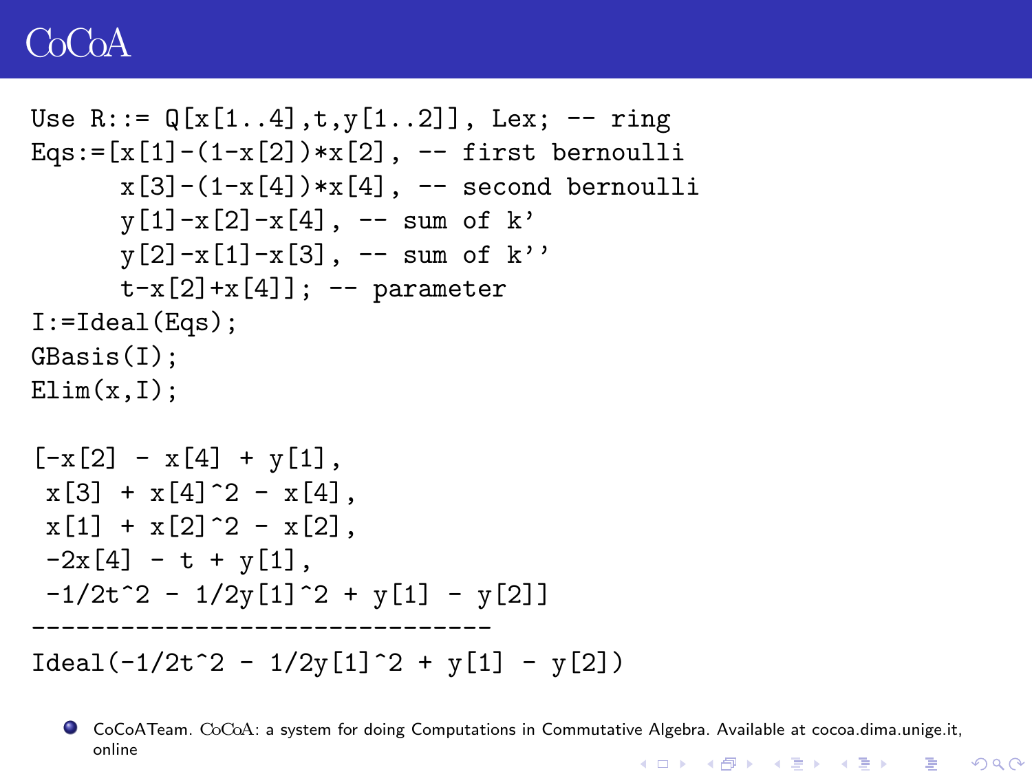# CoCoA

```
Use R::= Q[x[1..4],t,y[1..2]], Lex; -- ring
Eqs:=[x[1]-(1-x[2])*x[2], -- first bernoulli
      x[3]-(1-x[4])*x[4], -- second bernoulli
      y[1]-x[2]-x[4], -- sum of k'
      y[2]-x[1]-x[3], -- sum of k''
      t-x[2]+x[4]]; -- parameter
I:=Ideal(Eqs);
GBasis(I);
Elim(x,I);

[-x[2] - x[4] + y[1],
 x[3] + x[4]^2 - x[4],
 x[1] + x[2]^2 - x[2],
 -2x[4] - t + y[1],
 -1/2t^2 - 1/2y[1]^2 + y[1] - y[2]]
-------------------------------
Ideal(-1/2t^2 - 1/2y[1]^2 + y[1] - y[2])
```

- CoCoATeam. CoCoA: a system for doing Computations in Commutative Algebra. Available at cocoa.dima.unige.it, online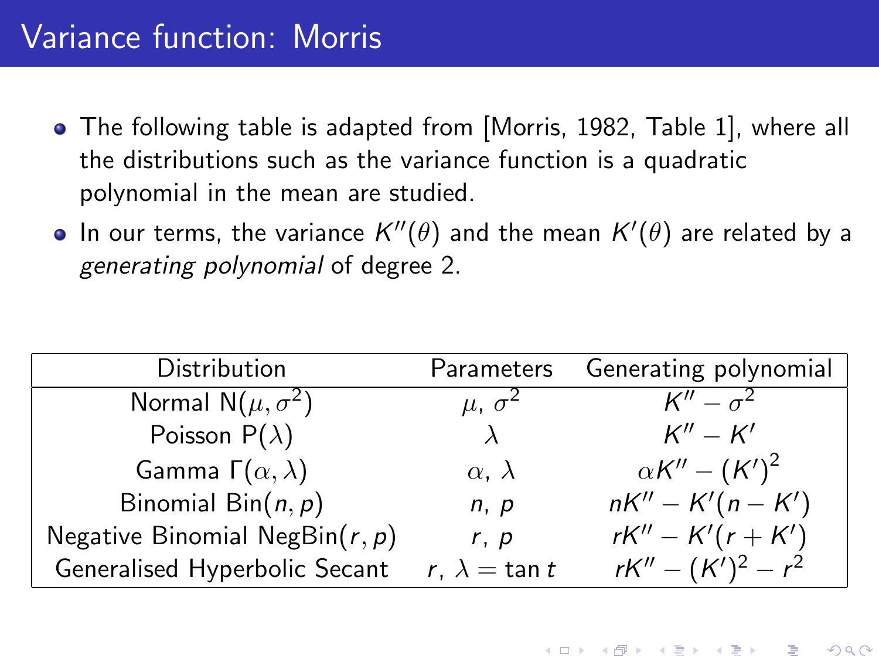# Variance function: Morris

- The following table is adapted from [Morris, 1982, Table 1], where all the distributions such as the variance function is a quadratic polynomial in the mean are studied.
- In our terms, the variance $K''(\theta)$ and the mean $K'(\theta)$ are related by a *generating polynomial* of degree 2.

| Distribution | Parameters | Generating polynomial |
|---|---|---|
| Normal $\mathrm{N}(\mu, \sigma^2)$ | $\mu$, $\sigma^2$ | $K'' - \sigma^2$ |
| Poisson $\mathrm{P}(\lambda)$ | $\lambda$ | $K'' - K'$ |
| Gamma $\Gamma(\alpha, \lambda)$ | $\alpha$, $\lambda$ | $\alpha K'' - (K')^2$ |
| Binomial $\mathrm{Bin}(n, p)$ | $n$, $p$ | $nK'' - K'(n - K')$ |
| Negative Binomial $\mathrm{NegBin}(r, p)$ | $r$, $p$ | $rK'' - K'(r + K')$ |
| Generalised Hyperbolic Secant | $r$, $\lambda = \tan t$ | $rK'' - (K')^2 - r^2$ |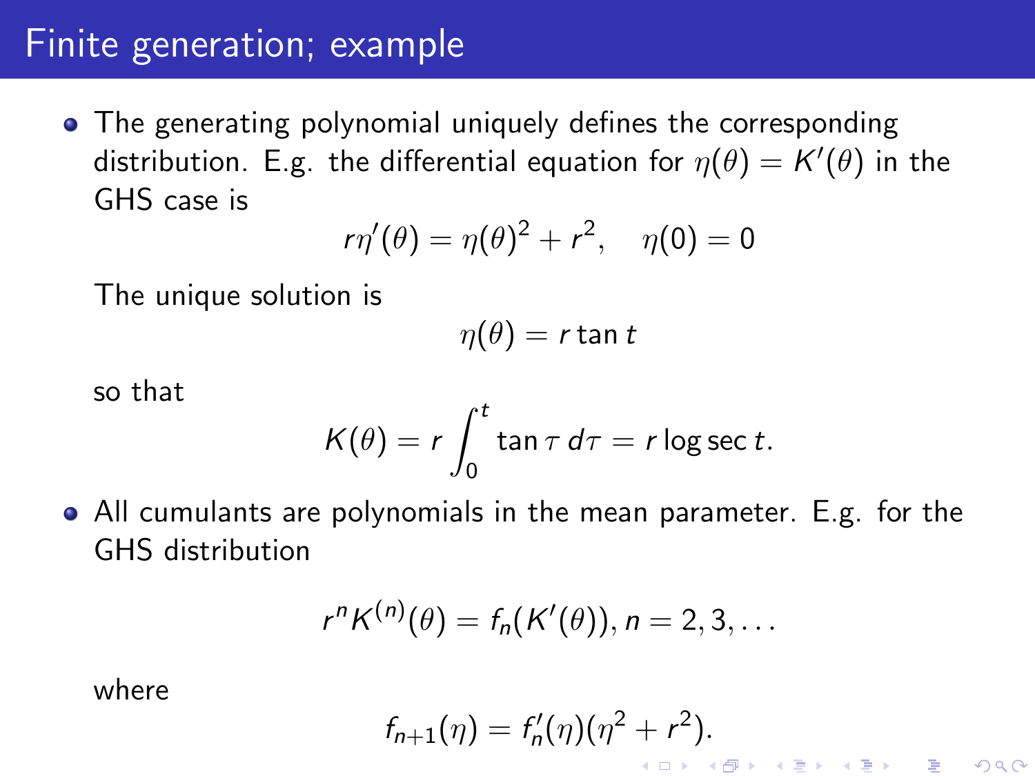# Finite generation; example

- The generating polynomial uniquely defines the corresponding distribution. E.g. the differential equation for $\eta(\theta) = K'(\theta)$ in the GHS case is

$$r\eta'(\theta) = \eta(\theta)^2 + r^2, \quad \eta(0) = 0$$

  The unique solution is

$$\eta(\theta) = r \tan t$$

  so that

$$K(\theta) = r \int_0^t \tan \tau \, d\tau = r \log \sec t.$$

- All cumulants are polynomials in the mean parameter. E.g. for the GHS distribution

$$r^n K^{(n)}(\theta) = f_n(K'(\theta)), n = 2, 3, \ldots$$

  where

$$f_{n+1}(\eta) = f_n'(\eta)(\eta^2 + r^2).$$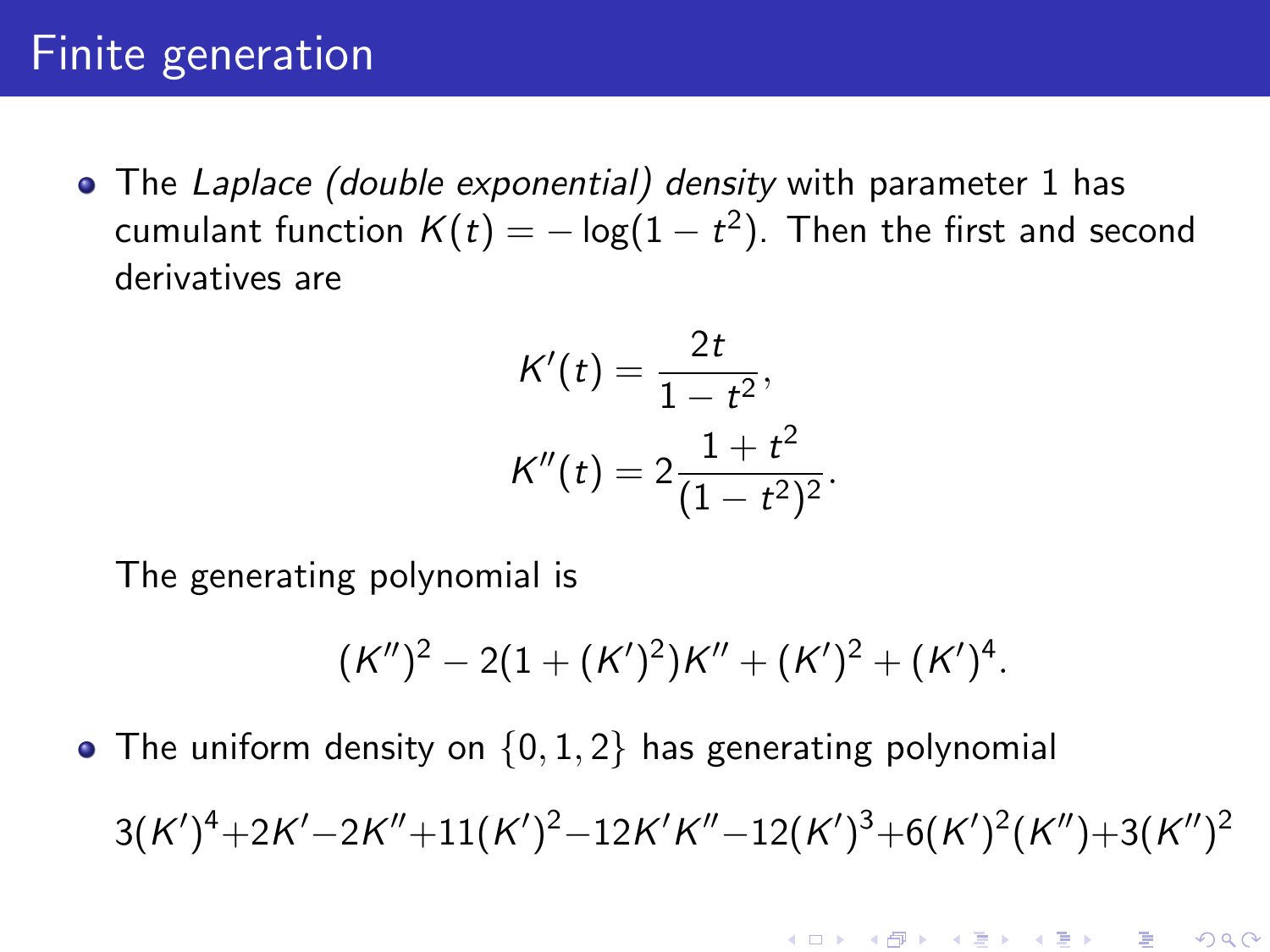# Finite generation

- The *Laplace (double exponential) density* with parameter 1 has cumulant function $K(t) = -\log(1 - t^2)$. Then the first and second derivatives are

$$K'(t) = \frac{2t}{1 - t^2},$$
$$K''(t) = 2\frac{1 + t^2}{(1 - t^2)^2}.$$

The generating polynomial is

$$(K'')^2 - 2(1 + (K')^2)K'' + (K')^2 + (K')^4.$$

- The uniform density on $\{0, 1, 2\}$ has generating polynomial

$$3(K')^4 + 2K' - 2K'' + 11(K')^2 - 12K'K'' - 12(K')^3 + 6(K')^2(K'') + 3(K'')^2$$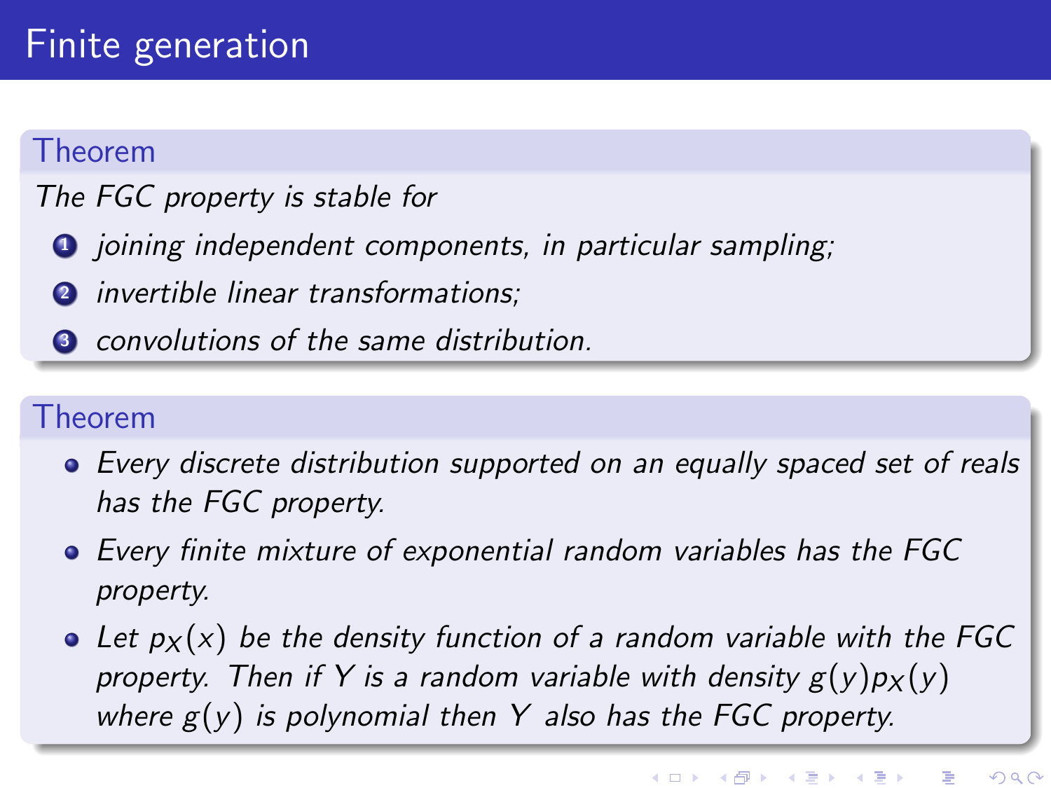# Finite generation

**Theorem**

*The FGC property is stable for*

1. *joining independent components, in particular sampling;*
2. *invertible linear transformations;*
3. *convolutions of the same distribution.*

**Theorem**

- *Every discrete distribution supported on an equally spaced set of reals has the FGC property.*
- *Every finite mixture of exponential random variables has the FGC property.*
- *Let $p_X(x)$ be the density function of a random variable with the FGC property. Then if $Y$ is a random variable with density $g(y)p_X(y)$ where $g(y)$ is polynomial then $Y$ also has the FGC property.*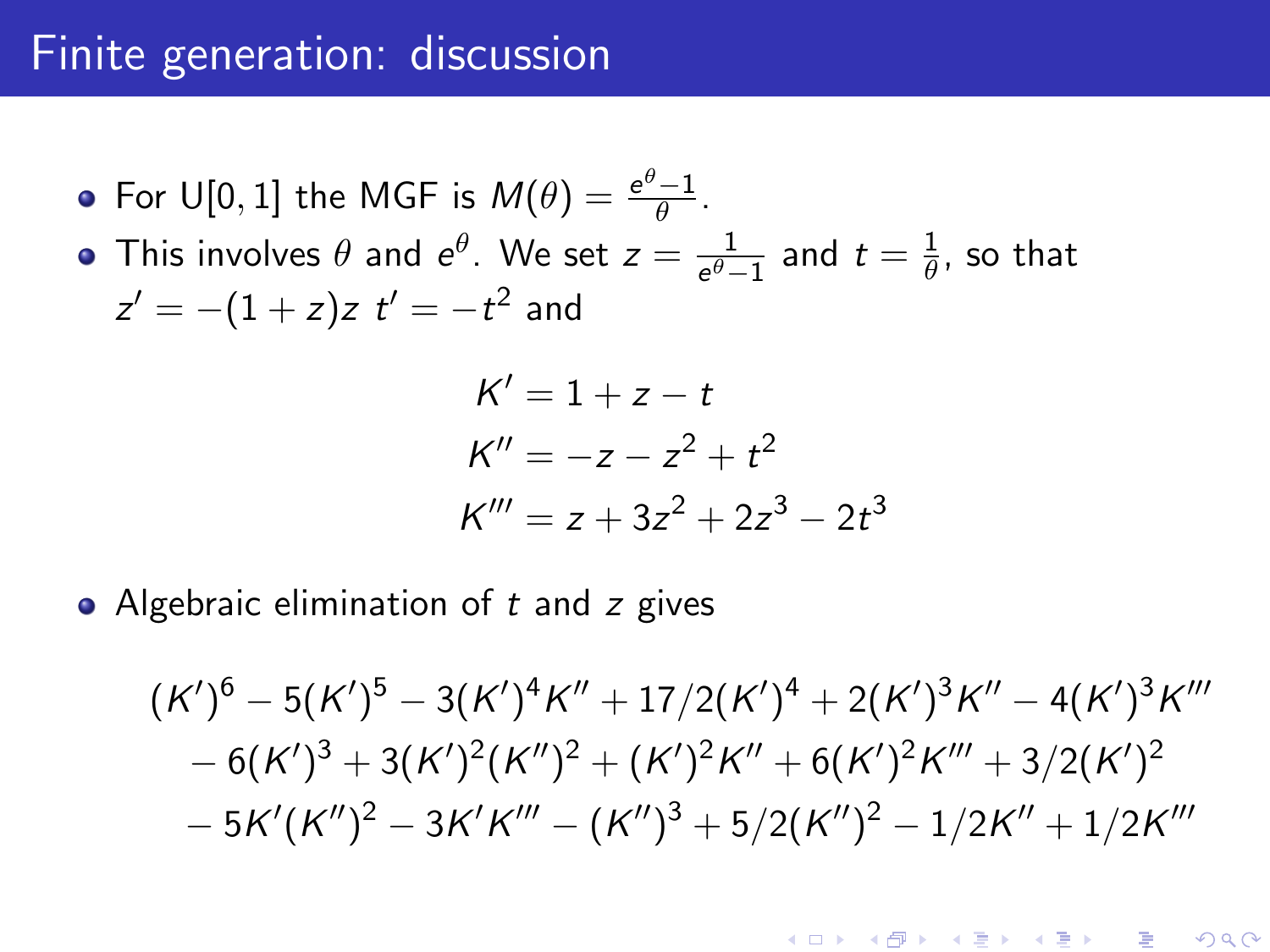# Finite generation: discussion

- For U[0, 1] the MGF is $M(\theta) = \frac{e^\theta - 1}{\theta}$.
- This involves $\theta$ and $e^\theta$. We set $z = \frac{1}{e^\theta - 1}$ and $t = \frac{1}{\theta}$, so that $z' = -(1+z)z$ $t' = -t^2$ and

$$
\begin{aligned}
K' &= 1 + z - t \\
K'' &= -z - z^2 + t^2 \\
K''' &= z + 3z^2 + 2z^3 - 2t^3
\end{aligned}
$$

- Algebraic elimination of $t$ and $z$ gives

$$
\begin{aligned}
&(K')^6 - 5(K')^5 - 3(K')^4K'' + 17/2(K')^4 + 2(K')^3K'' - 4(K')^3K''' \\
&\quad - 6(K')^3 + 3(K')^2(K'')^2 + (K')^2K'' + 6(K')^2K''' + 3/2(K')^2 \\
&\quad - 5K'(K'')^2 - 3K'K''' - (K'')^3 + 5/2(K'')^2 - 1/2K'' + 1/2K'''
\end{aligned}
$$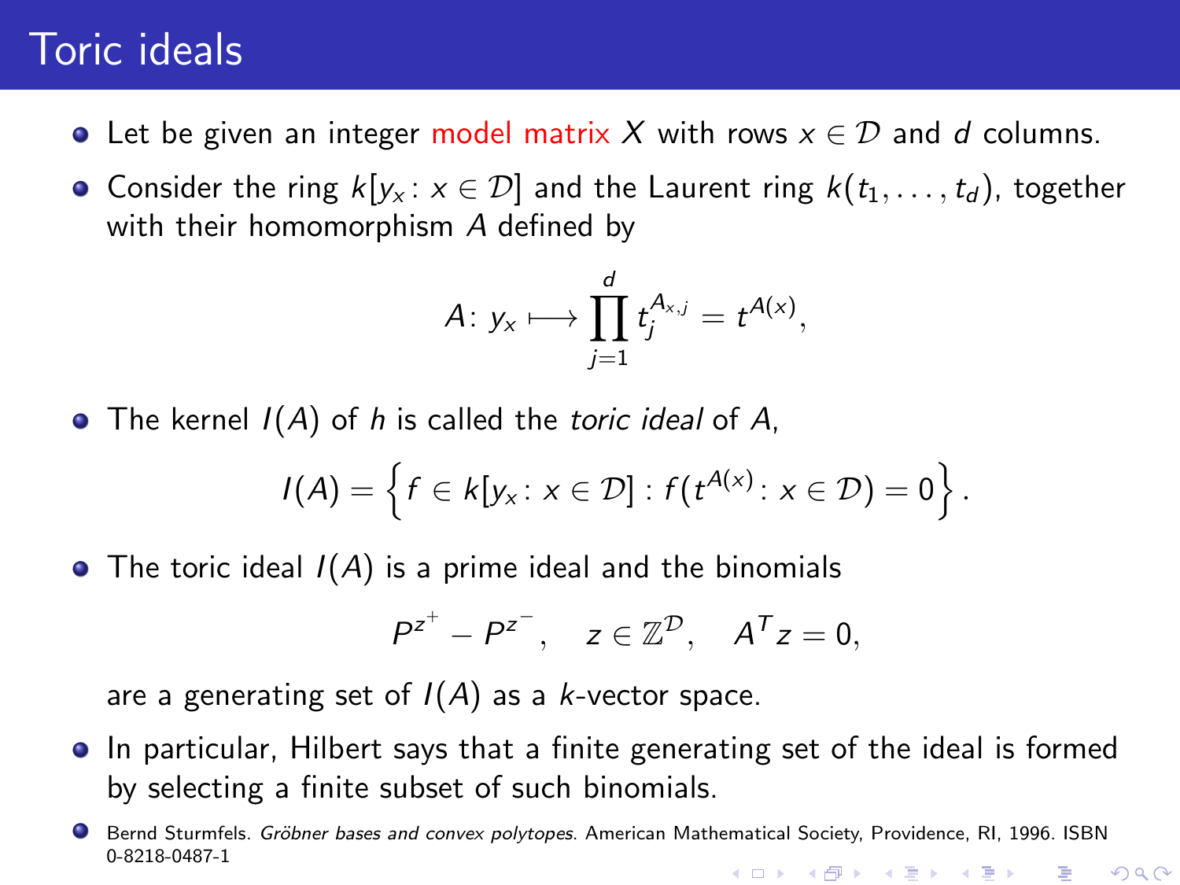# Toric ideals

- Let be given an integer model matrix $X$ with rows $x \in \mathcal{D}$ and $d$ columns.
- Consider the ring $k[y_x \colon x \in \mathcal{D}]$ and the Laurent ring $k(t_1, \ldots, t_d)$, together with their homomorphism $A$ defined by

$$A \colon y_x \longmapsto \prod_{j=1}^{d} t_j^{A_{x,j}} = t^{A(x)},$$

- The kernel $I(A)$ of $h$ is called the *toric ideal* of $A$,

$$I(A) = \left\{ f \in k[y_x \colon x \in \mathcal{D}] : f(t^{A(x)} \colon x \in \mathcal{D}) = 0 \right\}.$$

- The toric ideal $I(A)$ is a prime ideal and the binomials

$$P^{z^+} - P^{z^-}, \quad z \in \mathbb{Z}^{\mathcal{D}}, \quad A^T z = 0,$$

  are a generating set of $I(A)$ as a $k$-vector space.

- In particular, Hilbert says that a finite generating set of the ideal is formed by selecting a finite subset of such binomials.

- Bernd Sturmfels. *Gröbner bases and convex polytopes*. American Mathematical Society, Providence, RI, 1996. ISBN 0-8218-0487-1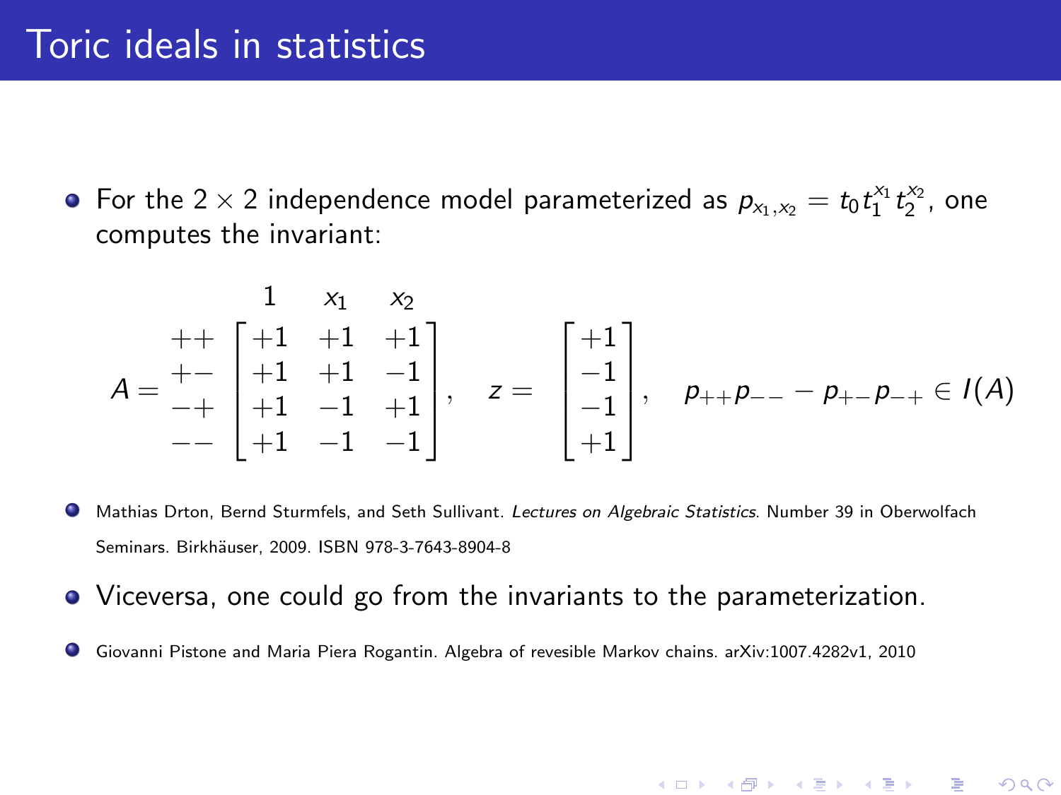# Toric ideals in statistics

- For the $2 \times 2$ independence model parameterized as $p_{x_1,x_2} = t_0 t_1^{x_1} t_2^{x_2}$, one computes the invariant:

$$
A = \begin{array}{c} ++ \\ +- \\ -+ \\ -- \end{array}
\overset{\begin{array}{ccc} 1 & x_1 & x_2 \end{array}}{\begin{bmatrix} +1 & +1 & +1 \\ +1 & +1 & -1 \\ +1 & -1 & +1 \\ +1 & -1 & -1 \end{bmatrix}}, \quad
z = \begin{bmatrix} +1 \\ -1 \\ -1 \\ +1 \end{bmatrix}, \quad
p_{++}p_{--} - p_{+-}p_{-+} \in I(A)
$$

- Mathias Drton, Bernd Sturmfels, and Seth Sullivant. *Lectures on Algebraic Statistics*. Number 39 in Oberwolfach Seminars. Birkhäuser, 2009. ISBN 978-3-7643-8904-8

- Viceversa, one could go from the invariants to the parameterization.

- Giovanni Pistone and Maria Piera Rogantin. Algebra of revesible Markov chains. arXiv:1007.4282v1, 2010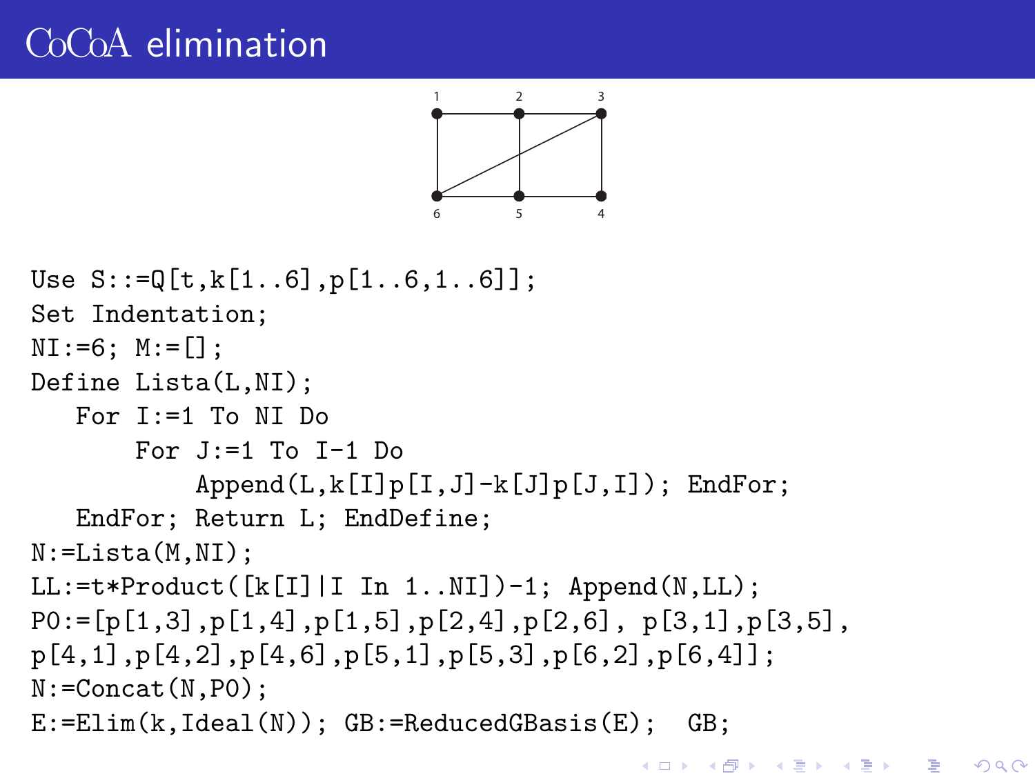# CoCoA elimination

```
Use S::=Q[t,k[1..6],p[1..6,1..6]];
Set Indentation;
NI:=6; M:=[];
Define Lista(L,NI);
   For I:=1 To NI Do
       For J:=1 To I-1 Do
           Append(L,k[I]p[I,J]-k[J]p[J,I]); EndFor;
   EndFor; Return L; EndDefine;
N:=Lista(M,NI);
LL:=t*Product([k[I]|I In 1..NI])-1; Append(N,LL);
P0:=[p[1,3],p[1,4],p[1,5],p[2,4],p[2,6], p[3,1],p[3,5],
p[4,1],p[4,2],p[4,6],p[5,1],p[5,3],p[6,2],p[6,4]];
N:=Concat(N,P0);
E:=Elim(k,Ideal(N)); GB:=ReducedGBasis(E);  GB;
```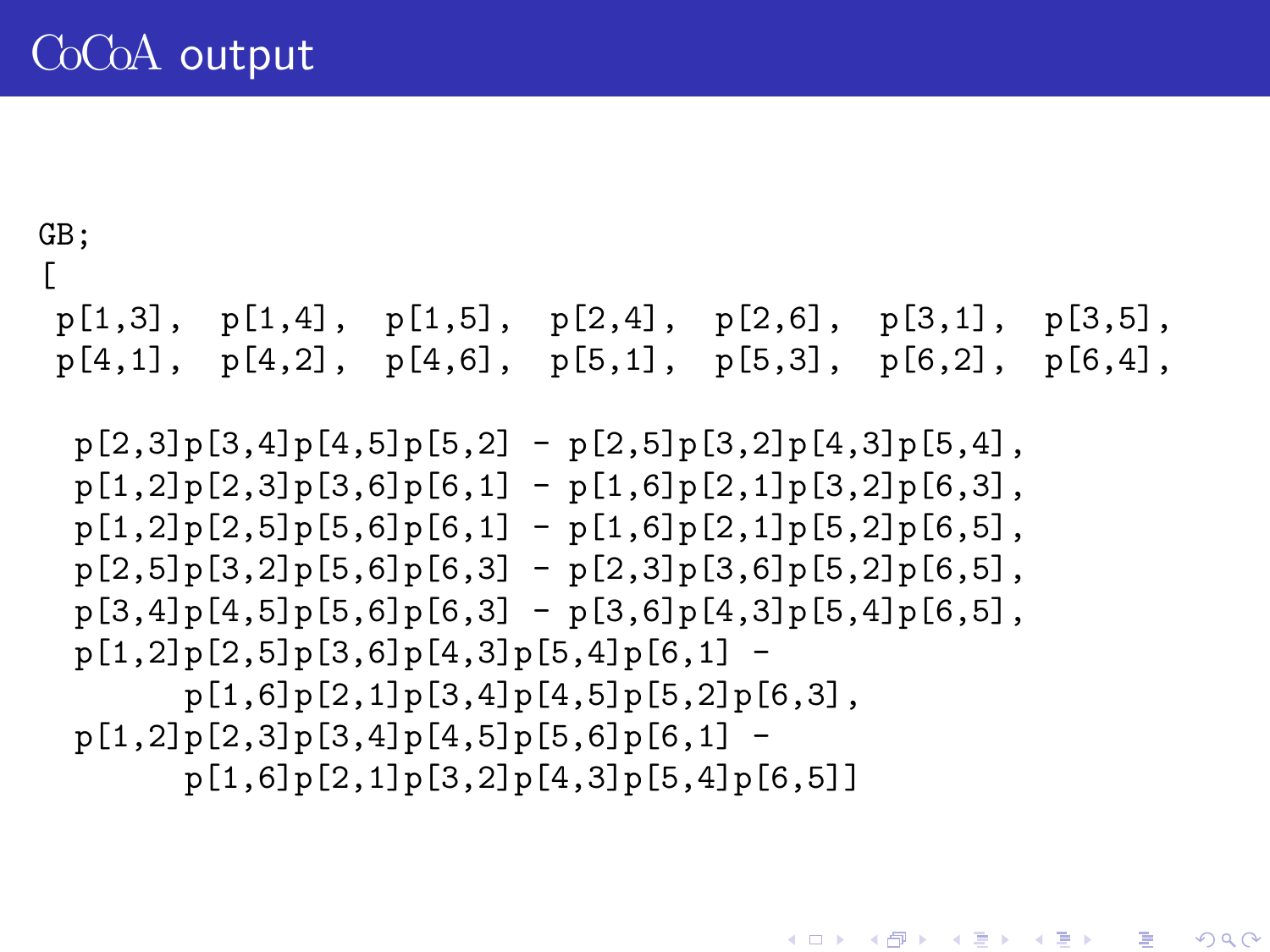# CoCoA output

```
GB;
[
 p[1,3],  p[1,4],  p[1,5],  p[2,4],  p[2,6],  p[3,1],  p[3,5],
 p[4,1],  p[4,2],  p[4,6],  p[5,1],  p[5,3],  p[6,2],  p[6,4],

  p[2,3]p[3,4]p[4,5]p[5,2] - p[2,5]p[3,2]p[4,3]p[5,4],
  p[1,2]p[2,3]p[3,6]p[6,1] - p[1,6]p[2,1]p[3,2]p[6,3],
  p[1,2]p[2,5]p[5,6]p[6,1] - p[1,6]p[2,1]p[5,2]p[6,5],
  p[2,5]p[3,2]p[5,6]p[6,3] - p[2,3]p[3,6]p[5,2]p[6,5],
  p[3,4]p[4,5]p[5,6]p[6,3] - p[3,6]p[4,3]p[5,4]p[6,5],
  p[1,2]p[2,5]p[3,6]p[4,3]p[5,4]p[6,1] -
        p[1,6]p[2,1]p[3,4]p[4,5]p[5,2]p[6,3],
  p[1,2]p[2,3]p[3,4]p[4,5]p[5,6]p[6,1] -
        p[1,6]p[2,1]p[3,2]p[4,3]p[5,4]p[6,5]]
```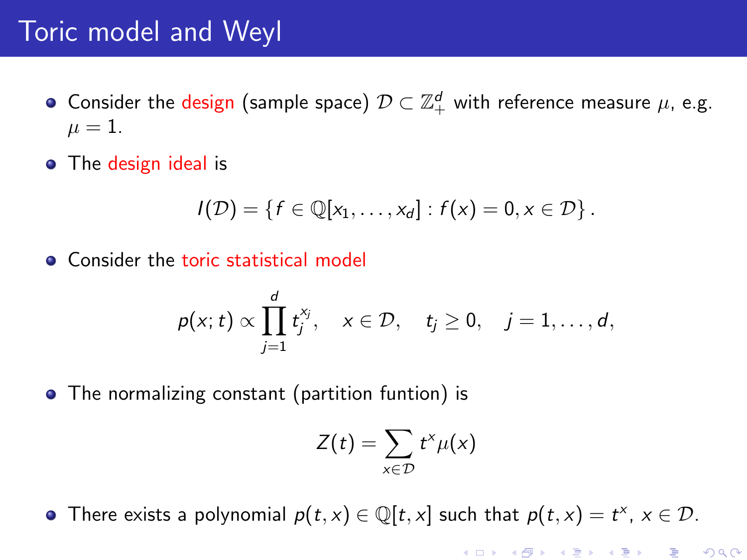# Toric model and Weyl

- Consider the design (sample space) $\mathcal{D} \subset \mathbb{Z}_+^d$ with reference measure $\mu$, e.g. $\mu = 1$.
- The design ideal is

$$I(\mathcal{D}) = \{f \in \mathbb{Q}[x_1, \dots, x_d] : f(x) = 0, x \in \mathcal{D}\}.$$

- Consider the toric statistical model

$$p(x; t) \propto \prod_{j=1}^{d} t_j^{x_j}, \quad x \in \mathcal{D}, \quad t_j \geq 0, \quad j = 1, \dots, d,$$

- The normalizing constant (partition funtion) is

$$Z(t) = \sum_{x \in \mathcal{D}} t^x \mu(x)$$

- There exists a polynomial $p(t, x) \in \mathbb{Q}[t, x]$ such that $p(t, x) = t^x$, $x \in \mathcal{D}$.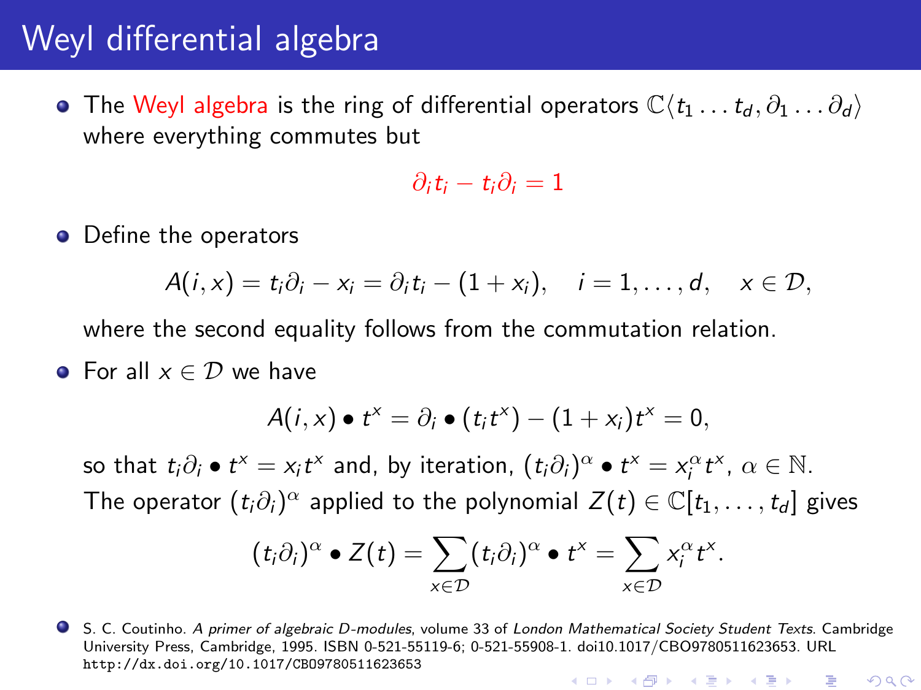# Weyl differential algebra

- The Weyl algebra is the ring of differential operators $\mathbb{C}\langle t_1 \dots t_d, \partial_1 \dots \partial_d \rangle$ where everything commutes but

$$\partial_i t_i - t_i \partial_i = 1$$

- Define the operators

$$A(i,x) = t_i \partial_i - x_i = \partial_i t_i - (1 + x_i), \quad i = 1, \dots, d, \quad x \in \mathcal{D},$$

where the second equality follows from the commutation relation.

- For all $x \in \mathcal{D}$ we have

$$A(i,x) \bullet t^x = \partial_i \bullet (t_i t^x) - (1 + x_i) t^x = 0,$$

so that $t_i \partial_i \bullet t^x = x_i t^x$ and, by iteration, $(t_i \partial_i)^\alpha \bullet t^x = x_i^\alpha t^x$, $\alpha \in \mathbb{N}$. The operator $(t_i \partial_i)^\alpha$ applied to the polynomial $Z(t) \in \mathbb{C}[t_1, \dots, t_d]$ gives

$$(t_i \partial_i)^\alpha \bullet Z(t) = \sum_{x \in \mathcal{D}} (t_i \partial_i)^\alpha \bullet t^x = \sum_{x \in \mathcal{D}} x_i^\alpha t^x.$$

- S. C. Coutinho. *A primer of algebraic D-modules*, volume 33 of *London Mathematical Society Student Texts*. Cambridge University Press, Cambridge, 1995. ISBN 0-521-55119-6; 0-521-55908-1. doi10.1017/CBO9780511623653. URL `http://dx.doi.org/10.1017/CBO9780511623653`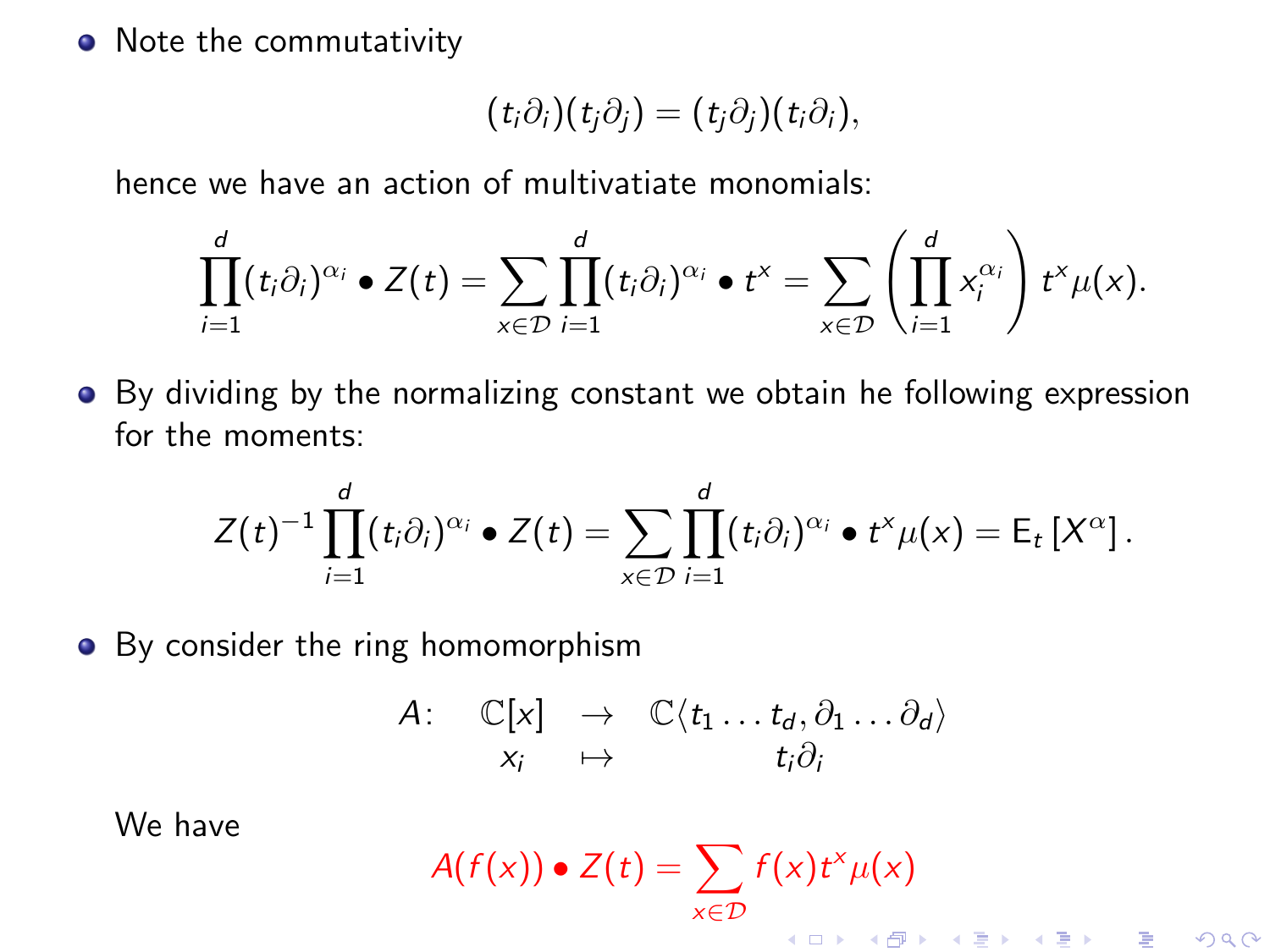- Note the commutativity

$$(t_i\partial_i)(t_j\partial_j) = (t_j\partial_j)(t_i\partial_i),$$

  hence we have an action of multivatiate monomials:

$$\prod_{i=1}^{d}(t_i\partial_i)^{\alpha_i} \bullet Z(t) = \sum_{x\in\mathcal{D}} \prod_{i=1}^{d}(t_i\partial_i)^{\alpha_i} \bullet t^x = \sum_{x\in\mathcal{D}} \left(\prod_{i=1}^{d} x_i^{\alpha_i}\right) t^x \mu(x).$$

- By dividing by the normalizing constant we obtain he following expression for the moments:

$$Z(t)^{-1} \prod_{i=1}^{d}(t_i\partial_i)^{\alpha_i} \bullet Z(t) = \sum_{x\in\mathcal{D}} \prod_{i=1}^{d}(t_i\partial_i)^{\alpha_i} \bullet t^x \mu(x) = \mathrm{E}_t\left[X^\alpha\right].$$

- By consider the ring homomorphism

$$\begin{array}{rccc} A\colon & \mathbb{C}[x] & \to & \mathbb{C}\langle t_1 \dots t_d, \partial_1 \dots \partial_d \rangle \\ & x_i & \mapsto & t_i\partial_i \end{array}$$

  We have

$$A(f(x)) \bullet Z(t) = \sum_{x\in\mathcal{D}} f(x) t^x \mu(x)$$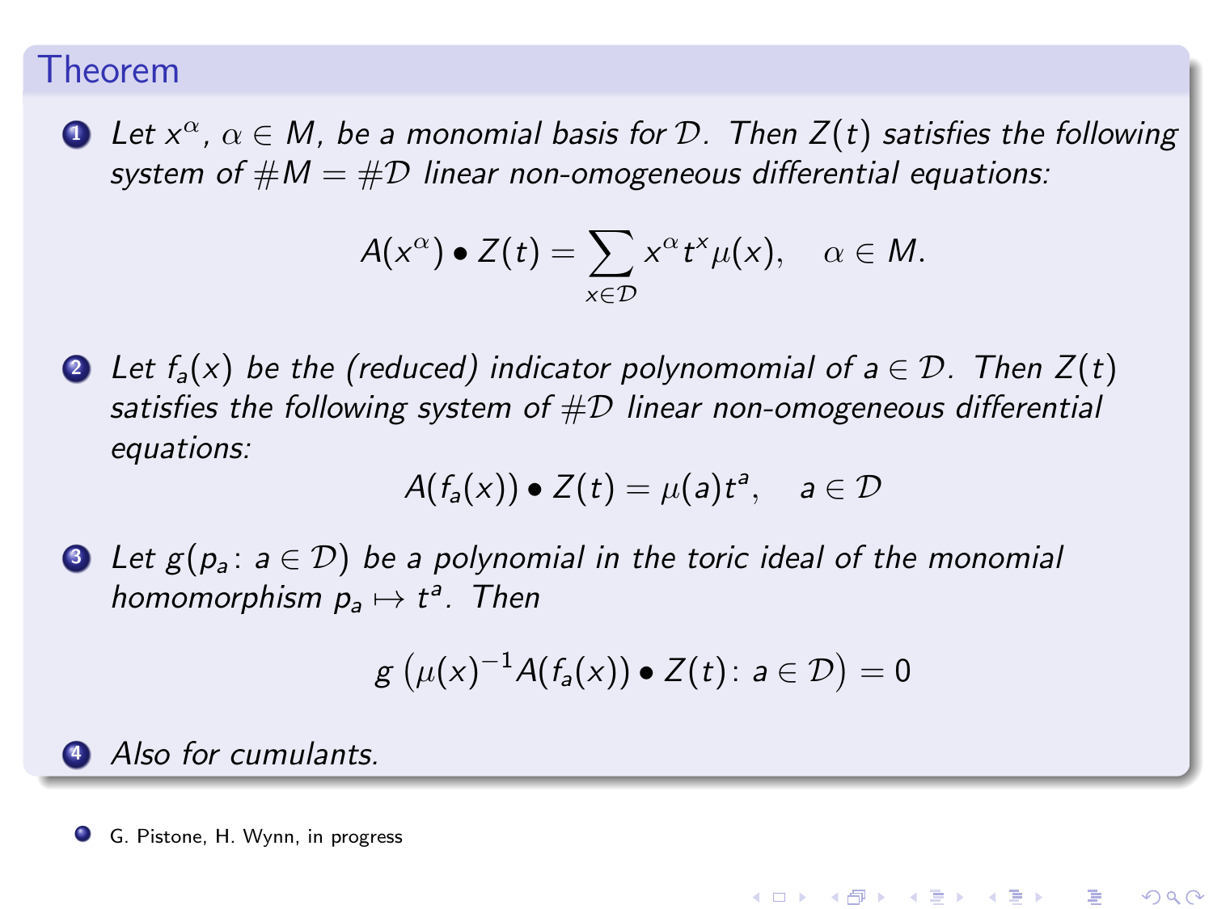## Theorem

1. *Let $x^\alpha$, $\alpha \in M$, be a monomial basis for $\mathcal{D}$. Then $Z(t)$ satisfies the following system of $\#M = \#\mathcal{D}$ linear non-omogeneous differential equations:*

$$A(x^\alpha) \bullet Z(t) = \sum_{x \in \mathcal{D}} x^\alpha t^x \mu(x), \quad \alpha \in M.$$

2. *Let $f_a(x)$ be the (reduced) indicator polynomomial of $a \in \mathcal{D}$. Then $Z(t)$ satisfies the following system of $\#\mathcal{D}$ linear non-omogeneous differential equations:*

$$A(f_a(x)) \bullet Z(t) = \mu(a) t^a, \quad a \in \mathcal{D}$$

3. *Let $g(p_a \colon a \in \mathcal{D})$ be a polynomial in the toric ideal of the monomial homomorphism $p_a \mapsto t^a$. Then*

$$g\left(\mu(x)^{-1} A(f_a(x)) \bullet Z(t) \colon a \in \mathcal{D}\right) = 0$$

4. *Also for cumulants.*

- G. Pistone, H. Wynn, in progress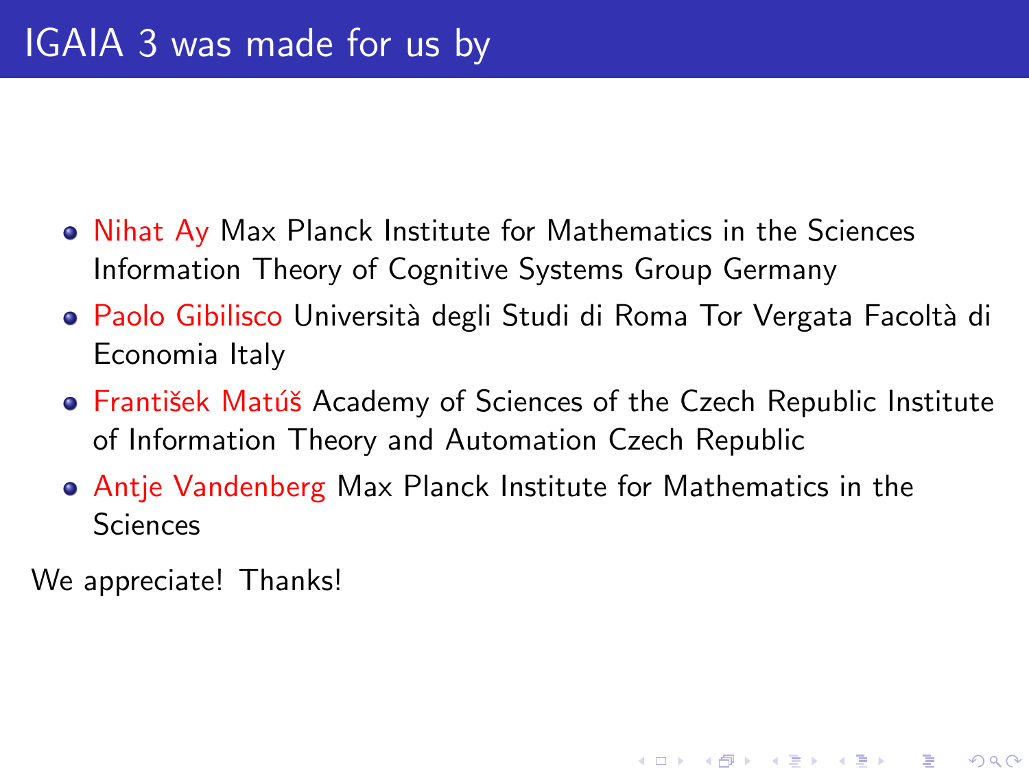# IGAIA 3 was made for us by

- Nihat Ay Max Planck Institute for Mathematics in the Sciences Information Theory of Cognitive Systems Group Germany
- Paolo Gibilisco Università degli Studi di Roma Tor Vergata Facoltà di Economia Italy
- František Matúš Academy of Sciences of the Czech Republic Institute of Information Theory and Automation Czech Republic
- Antje Vandenberg Max Planck Institute for Mathematics in the Sciences

We appreciate! Thanks!